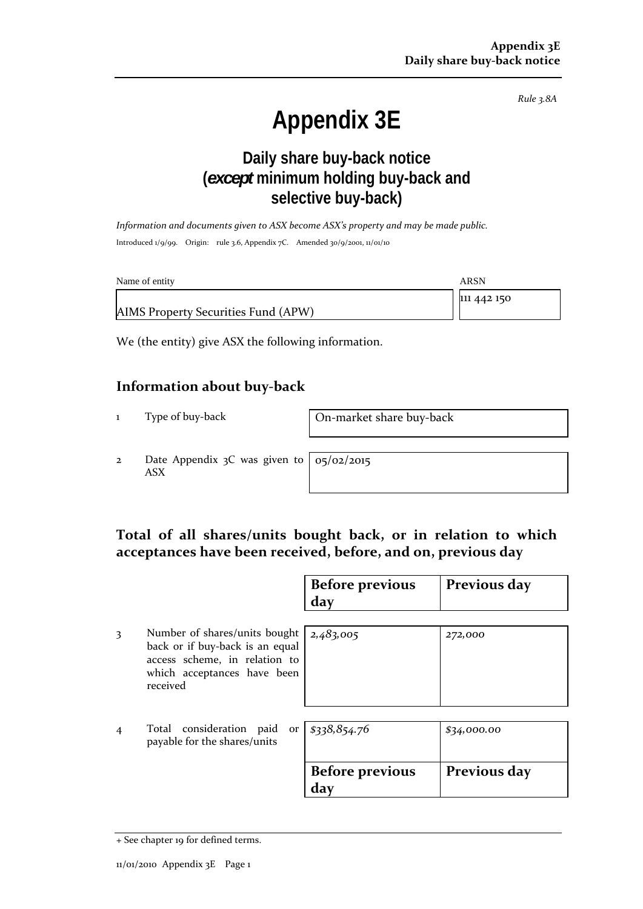*Rule 3.8A*

# Appendix 3E

## Daily share buy-back notice (*except* minimum holding buy-back and selective buy-back)

*Information and documents given to ASX become ASX's property and may be made public.*

Introduced 1/9/99. Origin: rule 3.6, Appendix 7C. Amended 30/9/2001, 11/01/10

| Name of entity | ARSN |
|---|---|
| AIMS Property Securities Fund (APW) | 111 442 150 |

We (the entity) give ASX the following information.

## Information about buy-back

| | | |
|---|---|---|
| 1 | Type of buy-back | On-market share buy-back |
| 2 | Date Appendix 3C was given to ASX | 05/02/2015 |

## Total of all shares/units bought back, or in relation to which acceptances have been received, before, and on, previous day

| | | Before previous day | Previous day |
|---|---|---|---|
| 3 | Number of shares/units bought back or if buy-back is an equal access scheme, in relation to which acceptances have been received | *2,483,005* | *272,000* |
| 4 | Total consideration paid or payable for the shares/units | *$338,854.76* | *$34,000.00* |

| Before previous day | Previous day |
|---|---|

+ See chapter 19 for defined terms.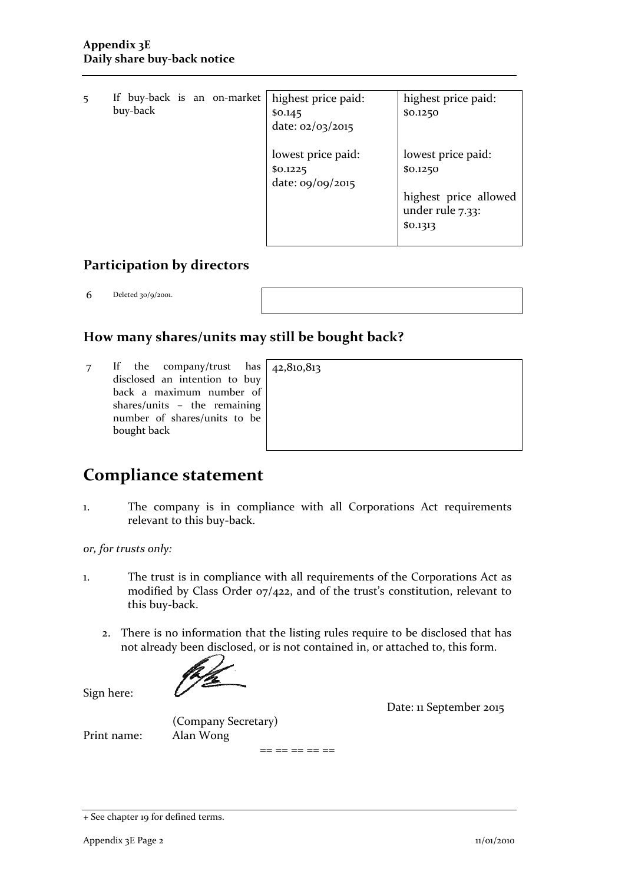| 5 | If buy-back is an on-market buy-back | highest price paid: $0.145<br>date: 02/03/2015<br><br>lowest price paid: $0.1225<br>date: 09/09/2015 | highest price paid: $0.1250<br><br>lowest price paid: $0.1250<br><br>highest price allowed under rule 7.33: $0.1313 |
|---|---|---|---|

## Participation by directors

| 6 | Deleted 30/9/2001. | |
|---|---|---|

## How many shares/units may still be bought back?

| 7 | If the company/trust has disclosed an intention to buy back a maximum number of shares/units – the remaining number of shares/units to be bought back | 42,810,813 |
|---|---|---|

# Compliance statement

1. The company is in compliance with all Corporations Act requirements relevant to this buy-back.

*or, for trusts only:*

1. The trust is in compliance with all requirements of the Corporations Act as modified by Class Order 07/422, and of the trust's constitution, relevant to this buy-back.

2. There is no information that the listing rules require to be disclosed that has not already been disclosed, or is not contained in, or attached to, this form.

Sign here: (Company Secretary)

Date: 11 September 2015

Print name: Alan Wong

== == == == ==

+ See chapter 19 for defined terms.